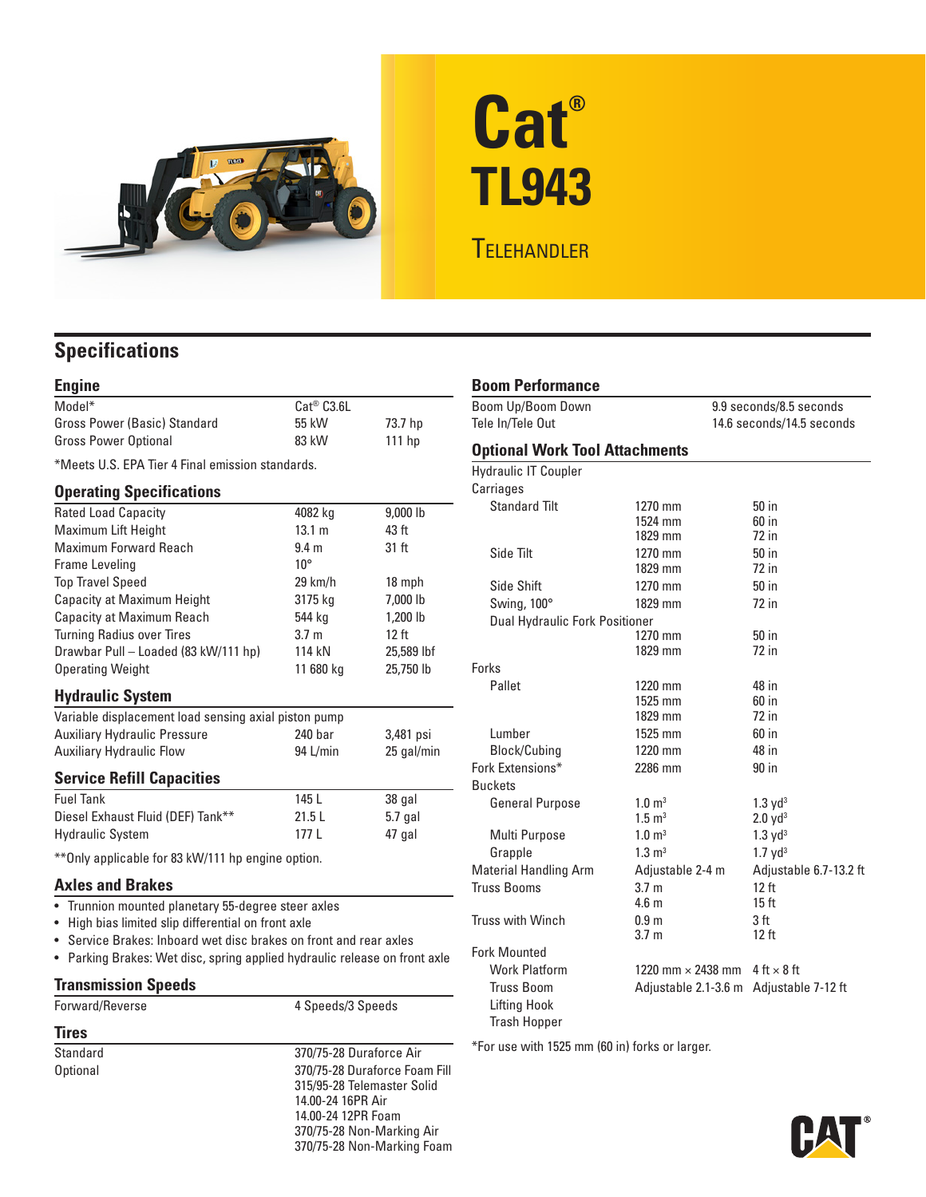# Cat® TL943

## Telehandler

## Specifications

### Engine

| | | |
|---|---|---|
| Model* | Cat® C3.6L | |
| Gross Power (Basic) Standard | 55 kW | 73.7 hp |
| Gross Power Optional | 83 kW | 111 hp |

*Meets U.S. EPA Tier 4 Final emission standards.

### Operating Specifications

| | | |
|---|---|---|
| Rated Load Capacity | 4082 kg | 9,000 lb |
| Maximum Lift Height | 13.1 m | 43 ft |
| Maximum Forward Reach | 9.4 m | 31 ft |
| Frame Leveling | 10° | |
| Top Travel Speed | 29 km/h | 18 mph |
| Capacity at Maximum Height | 3175 kg | 7,000 lb |
| Capacity at Maximum Reach | 544 kg | 1,200 lb |
| Turning Radius over Tires | 3.7 m | 12 ft |
| Drawbar Pull – Loaded (83 kW/111 hp) | 114 kN | 25,589 lbf |
| Operating Weight | 11 680 kg | 25,750 lb |

### Hydraulic System

Variable displacement load sensing axial piston pump

| | | |
|---|---|---|
| Auxiliary Hydraulic Pressure | 240 bar | 3,481 psi |
| Auxiliary Hydraulic Flow | 94 L/min | 25 gal/min |

### Service Refill Capacities

| | | |
|---|---|---|
| Fuel Tank | 145 L | 38 gal |
| Diesel Exhaust Fluid (DEF) Tank** | 21.5 L | 5.7 gal |
| Hydraulic System | 177 L | 47 gal |

**Only applicable for 83 kW/111 hp engine option.

### Axles and Brakes

- Trunnion mounted planetary 55-degree steer axles
- High bias limited slip differential on front axle
- Service Brakes: Inboard wet disc brakes on front and rear axles
- Parking Brakes: Wet disc, spring applied hydraulic release on front axle

### Transmission Speeds

| | |
|---|---|
| Forward/Reverse | 4 Speeds/3 Speeds |

### Tires

| | |
|---|---|
| Standard | 370/75-28 Duraforce Air |
| Optional | 370/75-28 Duraforce Foam Fill<br>315/95-28 Telemaster Solid<br>14.00-24 16PR Air<br>14.00-24 12PR Foam<br>370/75-28 Non-Marking Air<br>370/75-28 Non-Marking Foam |

### Boom Performance

| | |
|---|---|
| Boom Up/Boom Down | 9.9 seconds/8.5 seconds |
| Tele In/Tele Out | 14.6 seconds/14.5 seconds |

### Optional Work Tool Attachments

| | | |
|---|---|---|
| Hydraulic IT Coupler | | |
| Carriages | | |
| Standard Tilt | 1270 mm<br>1524 mm<br>1829 mm | 50 in<br>60 in<br>72 in |
| Side Tilt | 1270 mm<br>1829 mm | 50 in<br>72 in |
| Side Shift | 1270 mm | 50 in |
| Swing, 100° | 1829 mm | 72 in |
| Dual Hydraulic Fork Positioner | 1270 mm<br>1829 mm | 50 in<br>72 in |
| Forks | | |
| Pallet | 1220 mm<br>1525 mm<br>1829 mm | 48 in<br>60 in<br>72 in |
| Lumber | 1525 mm | 60 in |
| Block/Cubing | 1220 mm | 48 in |
| Fork Extensions* | 2286 mm | 90 in |
| Buckets | | |
| General Purpose | 1.0 m³<br>1.5 m³ | 1.3 yd³<br>2.0 yd³ |
| Multi Purpose | 1.0 m³ | 1.3 yd³ |
| Grapple | 1.3 m³ | 1.7 yd³ |
| Material Handling Arm | Adjustable 2-4 m | Adjustable 6.7-13.2 ft |
| Truss Booms | 3.7 m<br>4.6 m | 12 ft<br>15 ft |
| Truss with Winch | 0.9 m<br>3.7 m | 3 ft<br>12 ft |
| Fork Mounted | | |
| Work Platform | 1220 mm × 2438 mm | 4 ft × 8 ft |
| Truss Boom | Adjustable 2.1-3.6 m | Adjustable 7-12 ft |
| Lifting Hook | | |
| Trash Hopper | | |

*For use with 1525 mm (60 in) forks or larger.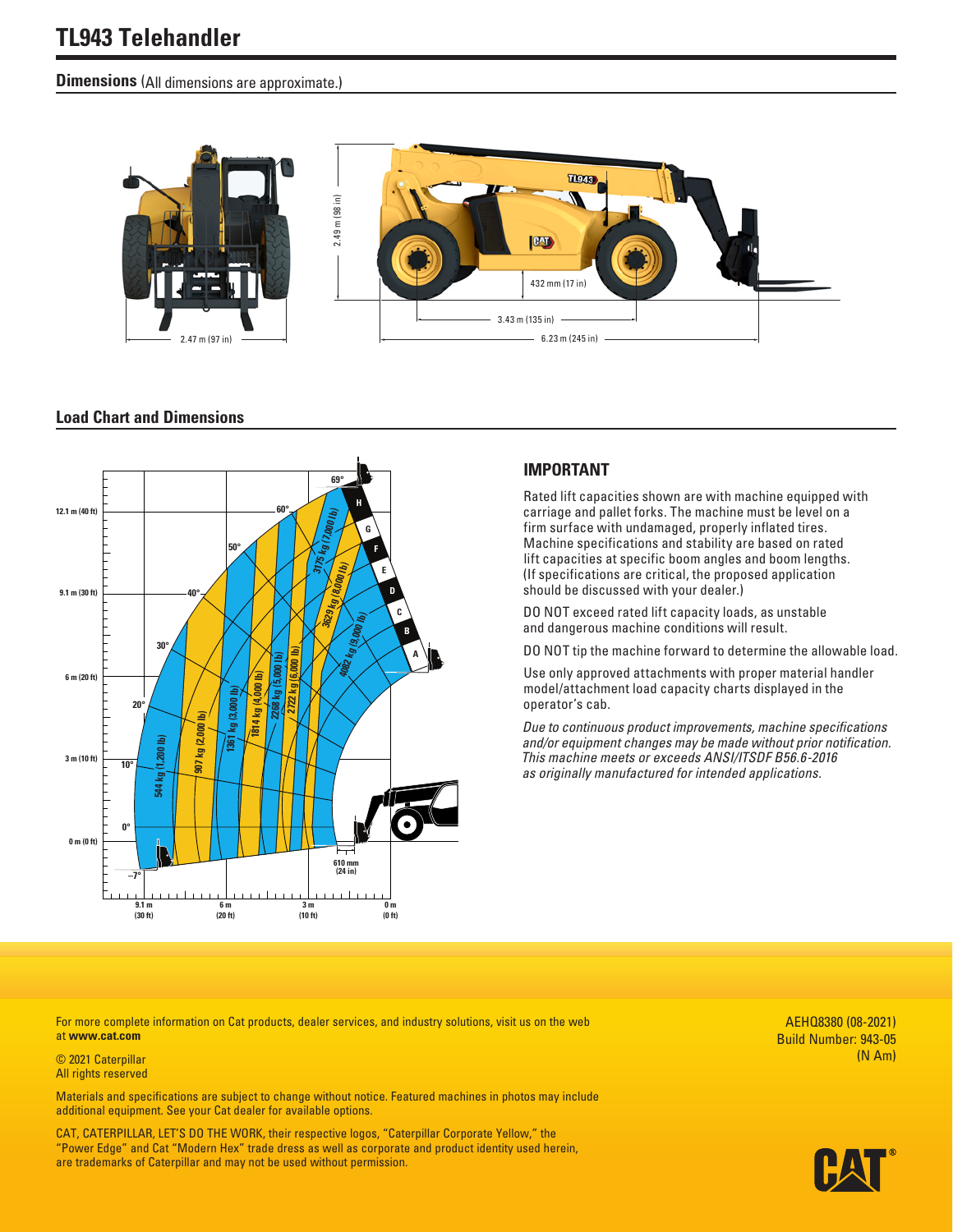# TL943 Telehandler

## Dimensions (All dimensions are approximate.)

2.47 m (97 in)

2.49 m (98 in)

432 mm (17 in)

3.43 m (135 in)

6.23 m (245 in)

## Load Chart and Dimensions

12.1 m (40 ft)
9.1 m (30 ft)
6 m (20 ft)
3 m (10 ft)
0 m (0 ft)

69°
60°
50°
40°
30°
20°
10°
0°
–7°

H
G
F
E
D
C
B
A

544 kg (1,200 lb)
907 kg (2,000 lb)
1361 kg (3,000 lb)
1814 kg (4,000 lb)
2268 kg (5,000 lb)
2722 kg (6,000 lb)
3175 kg (7,000 lb)
3629 kg (8,000 lb)
4082 kg (9,000 lb)

610 mm
(24 in)

9.1 m
(30 ft)
6 m
(20 ft)
3 m
(10 ft)
0 m
(0 ft)

### IMPORTANT

Rated lift capacities shown are with machine equipped with carriage and pallet forks. The machine must be level on a firm surface with undamaged, properly inflated tires. Machine specifications and stability are based on rated lift capacities at specific boom angles and boom lengths. (If specifications are critical, the proposed application should be discussed with your dealer.)

DO NOT exceed rated lift capacity loads, as unstable and dangerous machine conditions will result.

DO NOT tip the machine forward to determine the allowable load.

Use only approved attachments with proper material handler model/attachment load capacity charts displayed in the operator's cab.

*Due to continuous product improvements, machine specifications and/or equipment changes may be made without prior notification. This machine meets or exceeds ANSI/ITSDF B56.6-2016 as originally manufactured for intended applications.*

For more complete information on Cat products, dealer services, and industry solutions, visit us on the web at **www.cat.com**

© 2021 Caterpillar
All rights reserved

Materials and specifications are subject to change without notice. Featured machines in photos may include additional equipment. See your Cat dealer for available options.

CAT, CATERPILLAR, LET'S DO THE WORK, their respective logos, "Caterpillar Corporate Yellow," the "Power Edge" and Cat "Modern Hex" trade dress as well as corporate and product identity used herein, are trademarks of Caterpillar and may not be used without permission.

AEHQ8380 (08-2021)
Build Number: 943-05
(N Am)